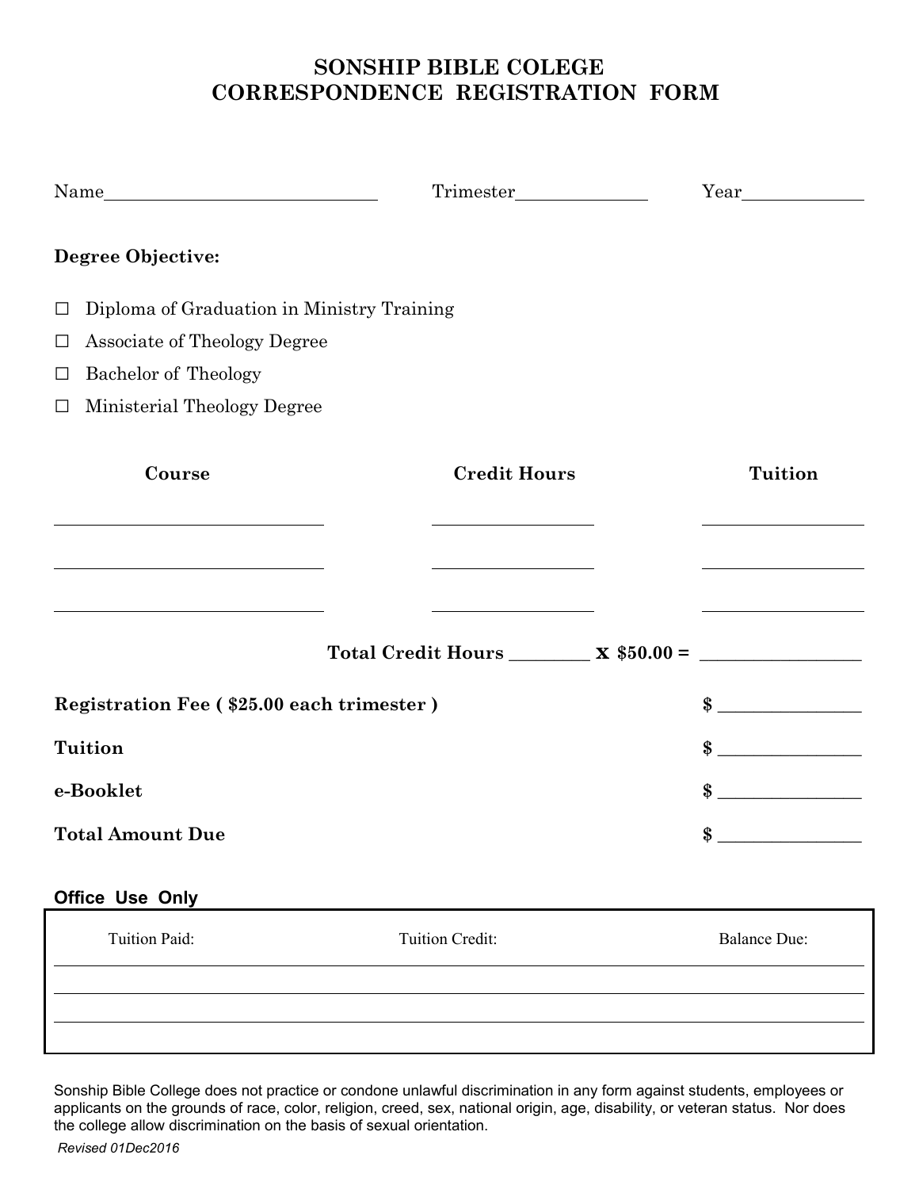# SONSHIP BIBLE COLEGE
# CORRESPONDENCE REGISTRATION FORM

Name______________________________ Trimester______________ Year_____________

**Degree Objective:**

☐ Diploma of Graduation in Ministry Training

☐ Associate of Theology Degree

☐ Bachelor of Theology

☐ Ministerial Theology Degree

| Course | Credit Hours | Tuition |
|---|---|---|
| | | |
| | | |
| | | |

**Total Credit Hours ________ x $50.00 =** ________________

| | |
|---|---|
| **Registration Fee ( $25.00 each trimester )** | $ _______________ |
| **Tuition** | $ _______________ |
| **e-Booklet** | $ _______________ |
| **Total Amount Due** | $ _______________ |

**Office Use Only**

| Tuition Paid: | Tuition Credit: | Balance Due: |
|---|---|---|
| | | |
| | | |
| | | |

Sonship Bible College does not practice or condone unlawful discrimination in any form against students, employees or applicants on the grounds of race, color, religion, creed, sex, national origin, age, disability, or veteran status. Nor does the college allow discrimination on the basis of sexual orientation.

*Revised 01Dec2016*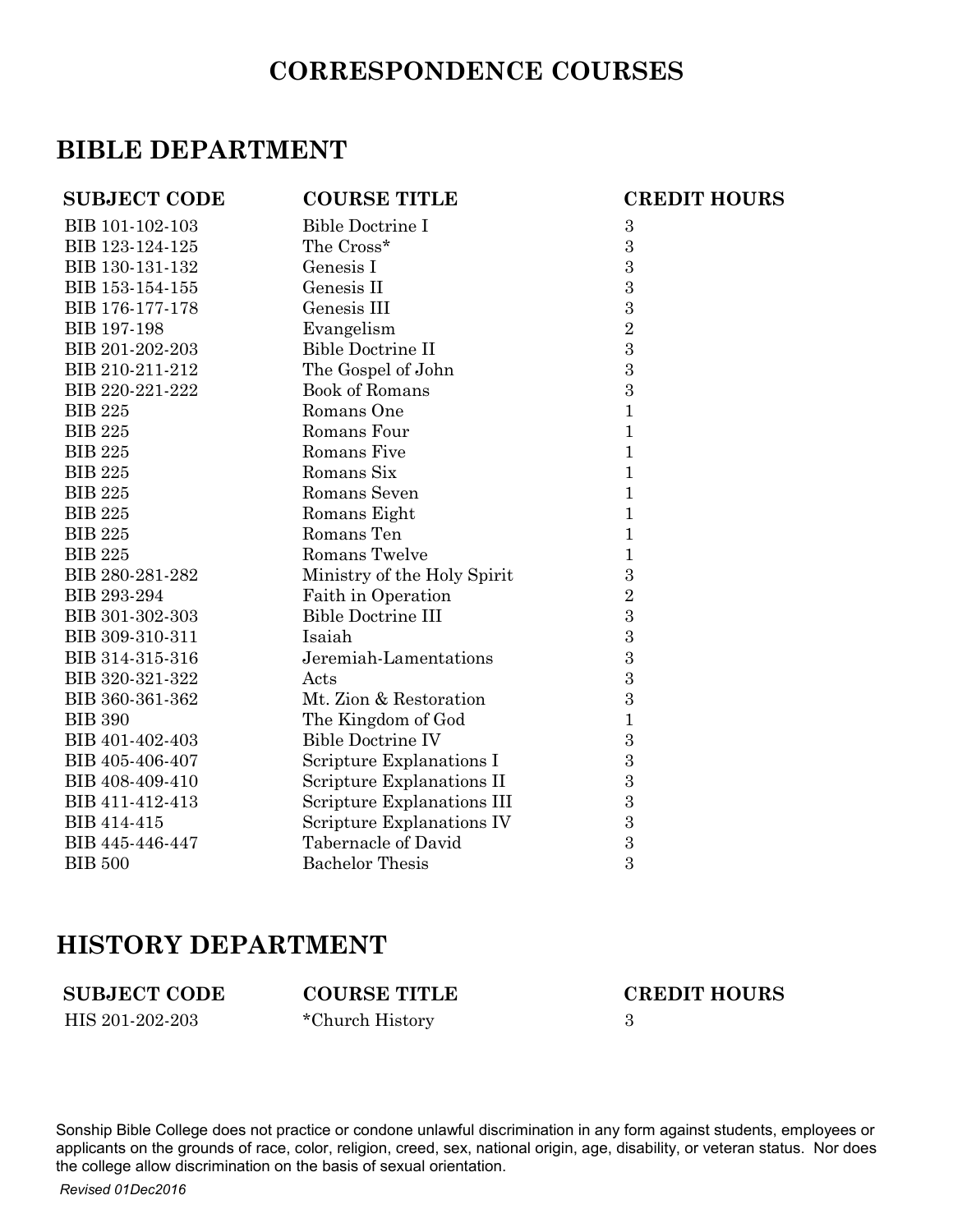# CORRESPONDENCE COURSES

## BIBLE DEPARTMENT

| SUBJECT CODE | COURSE TITLE | CREDIT HOURS |
|---|---|---|
| BIB 101-102-103 | Bible Doctrine I | 3 |
| BIB 123-124-125 | The Cross* | 3 |
| BIB 130-131-132 | Genesis I | 3 |
| BIB 153-154-155 | Genesis II | 3 |
| BIB 176-177-178 | Genesis III | 3 |
| BIB 197-198 | Evangelism | 2 |
| BIB 201-202-203 | Bible Doctrine II | 3 |
| BIB 210-211-212 | The Gospel of John | 3 |
| BIB 220-221-222 | Book of Romans | 3 |
| BIB 225 | Romans One | 1 |
| BIB 225 | Romans Four | 1 |
| BIB 225 | Romans Five | 1 |
| BIB 225 | Romans Six | 1 |
| BIB 225 | Romans Seven | 1 |
| BIB 225 | Romans Eight | 1 |
| BIB 225 | Romans Ten | 1 |
| BIB 225 | Romans Twelve | 1 |
| BIB 280-281-282 | Ministry of the Holy Spirit | 3 |
| BIB 293-294 | Faith in Operation | 2 |
| BIB 301-302-303 | Bible Doctrine III | 3 |
| BIB 309-310-311 | Isaiah | 3 |
| BIB 314-315-316 | Jeremiah-Lamentations | 3 |
| BIB 320-321-322 | Acts | 3 |
| BIB 360-361-362 | Mt. Zion & Restoration | 3 |
| BIB 390 | The Kingdom of God | 1 |
| BIB 401-402-403 | Bible Doctrine IV | 3 |
| BIB 405-406-407 | Scripture Explanations I | 3 |
| BIB 408-409-410 | Scripture Explanations II | 3 |
| BIB 411-412-413 | Scripture Explanations III | 3 |
| BIB 414-415 | Scripture Explanations IV | 3 |
| BIB 445-446-447 | Tabernacle of David | 3 |
| BIB 500 | Bachelor Thesis | 3 |

## HISTORY DEPARTMENT

| SUBJECT CODE | COURSE TITLE | CREDIT HOURS |
|---|---|---|
| HIS 201-202-203 | *Church History | 3 |

Sonship Bible College does not practice or condone unlawful discrimination in any form against students, employees or applicants on the grounds of race, color, religion, creed, sex, national origin, age, disability, or veteran status. Nor does the college allow discrimination on the basis of sexual orientation.

*Revised 01Dec2016*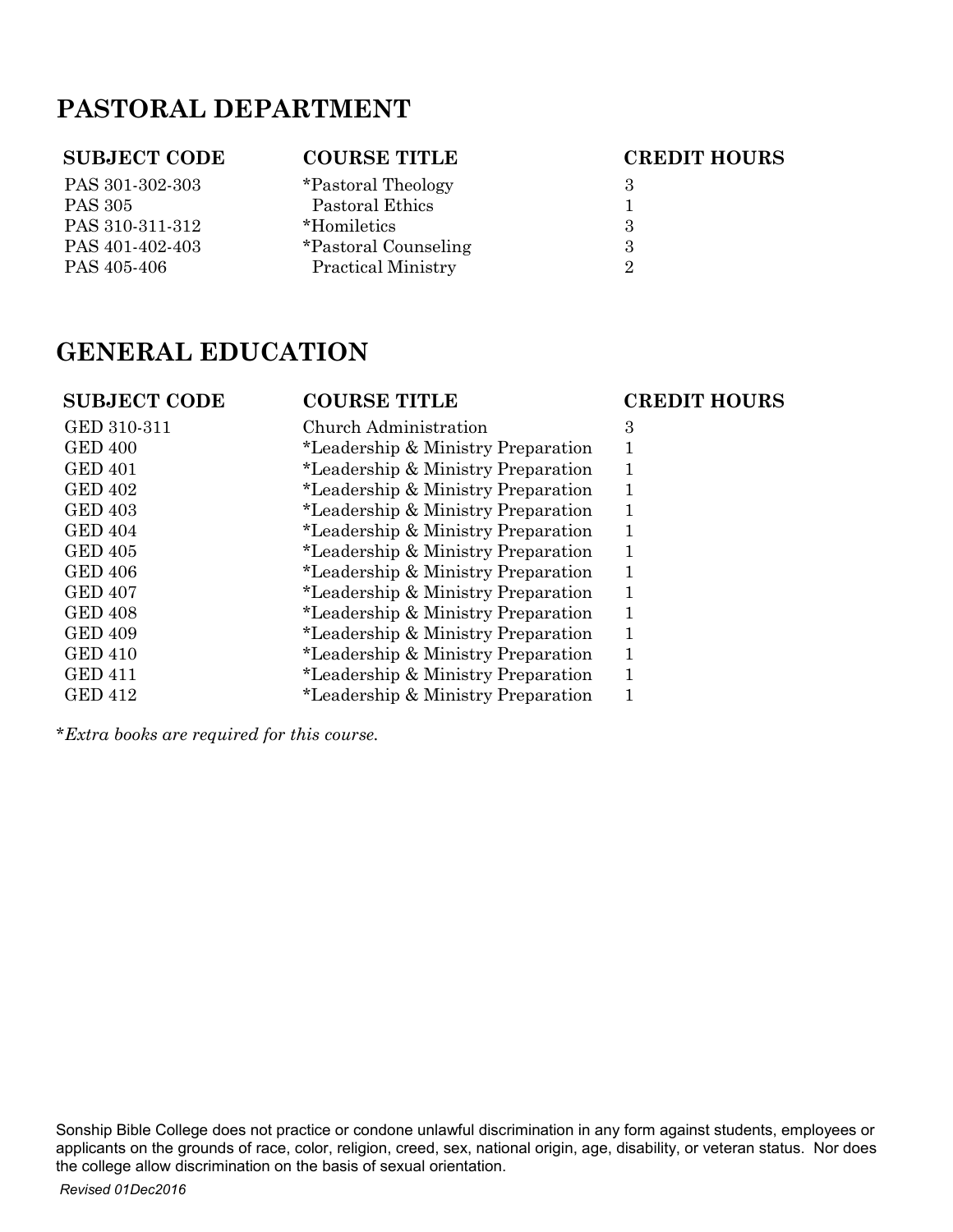## PASTORAL DEPARTMENT

| SUBJECT CODE | COURSE TITLE | CREDIT HOURS |
|---|---|---|
| PAS 301-302-303 | *Pastoral Theology | 3 |
| PAS 305 | Pastoral Ethics | 1 |
| PAS 310-311-312 | *Homiletics | 3 |
| PAS 401-402-403 | *Pastoral Counseling | 3 |
| PAS 405-406 | Practical Ministry | 2 |

## GENERAL EDUCATION

| SUBJECT CODE | COURSE TITLE | CREDIT HOURS |
|---|---|---|
| GED 310-311 | Church Administration | 3 |
| GED 400 | *Leadership & Ministry Preparation | 1 |
| GED 401 | *Leadership & Ministry Preparation | 1 |
| GED 402 | *Leadership & Ministry Preparation | 1 |
| GED 403 | *Leadership & Ministry Preparation | 1 |
| GED 404 | *Leadership & Ministry Preparation | 1 |
| GED 405 | *Leadership & Ministry Preparation | 1 |
| GED 406 | *Leadership & Ministry Preparation | 1 |
| GED 407 | *Leadership & Ministry Preparation | 1 |
| GED 408 | *Leadership & Ministry Preparation | 1 |
| GED 409 | *Leadership & Ministry Preparation | 1 |
| GED 410 | *Leadership & Ministry Preparation | 1 |
| GED 411 | *Leadership & Ministry Preparation | 1 |
| GED 412 | *Leadership & Ministry Preparation | 1 |

**Extra books are required for this course.*

Sonship Bible College does not practice or condone unlawful discrimination in any form against students, employees or applicants on the grounds of race, color, religion, creed, sex, national origin, age, disability, or veteran status. Nor does the college allow discrimination on the basis of sexual orientation.

*Revised 01Dec2016*